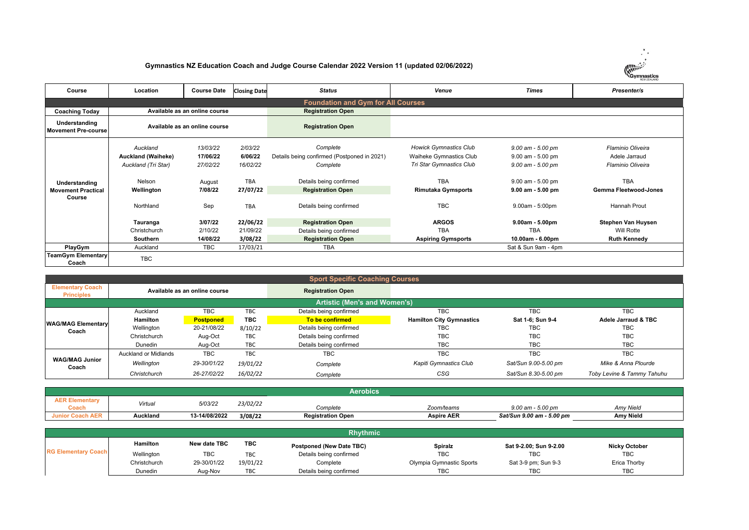# Gymnastics NZ Education Coach and Judge Course Calendar 2022 Version 11 (updated 02/06/2022)

| Course | Location | Course Date | Closing Date | *Status* | *Venue* | *Times* | *Presenter/s* |
|---|---|---|---|---|---|---|---|
| **Foundation and Gym for All Courses** | | | | | | | |
| **Coaching Today** | **Available as an online course** | | | **Registration Open** | | | |
| **Understanding Movement Pre-course** | **Available as an online course** | | | **Registration Open** | | | |
| **Understanding Movement Practical Course** | *Auckland* | *13/03/22* | *2/03/22* | *Complete* | *Howick Gymnastics Club* | *9.00 am - 5.00 pm* | *Flaminio Oliveira* |
| | **Auckland (Waiheke)** | **17/06/22** | **6/06/22** | Details being confirmed (Postponed in 2021) | Waiheke Gymnastics Club | 9.00 am - 5.00 pm | Adele Jarraud |
| | *Auckland (Tri Star)* | *27/02/22* | *16/02/22* | *Complete* | *Tri Star Gymnastics Club* | *9.00 am - 5.00 pm* | *Flaminio Oliveira* |
| | Nelson | August | TBA | Details being confirmed | TBA | 9.00 am - 5.00 pm | TBA |
| | **Wellington** | **7/08/22** | **27/07/22** | **Registration Open** | **Rimutaka Gymsports** | **9.00 am - 5.00 pm** | **Gemma Fleetwood-Jones** |
| | Northland | Sep | TBA | Details being confirmed | TBC | 9.00am - 5:00pm | Hannah Prout |
| | **Tauranga** | **3/07/22** | **22/06/22** | **Registration Open** | **ARGOS** | **9.00am - 5.00pm** | **Stephen Van Huysen** |
| | Christchurch | 2/10/22 | 21/09/22 | Details being confirmed | TBA | TBA | Will Rotte |
| | **Southern** | **14/08/22** | **3/08/22** | **Registration Open** | **Aspiring Gymsports** | **10.00am - 6.00pm** | **Ruth Kennedy** |
| **PlayGym** | Auckland | TBC | 17/03/21 | TBA | | Sat & Sun 9am - 4pm | |
| **TeamGym Elementary Coach** | TBC | | | | | | |

| Course | Location | Course Date | Closing Date | Status | Venue | Times | Presenter/s |
|---|---|---|---|---|---|---|---|
| **Sport Specific Coaching Courses** | | | | | | | |
| **Elementary Coach Principles** | **Available as an online course** | | | **Registration Open** | | | |
| **Artistic (Men's and Women's)** | | | | | | | |
| **WAG/MAG Elementary Coach** | Auckland | TBC | TBC | Details being confirmed | TBC | TBC | TBC |
| | **Hamilton** | **Postponed** | **TBC** | **To be confirmed** | **Hamilton City Gymnastics** | **Sat 1-6; Sun 9-4** | **Adele Jarraud & TBC** |
| | Wellington | 20-21/08/22 | 8/10/22 | Details being confirmed | TBC | TBC | TBC |
| | Christchurch | Aug-Oct | TBC | Details being confirmed | TBC | TBC | TBC |
| | Dunedin | Aug-Oct | TBC | Details being confirmed | TBC | TBC | TBC |
| **WAG/MAG Junior Coach** | Auckland or Midlands | TBC | TBC | TBC | TBC | TBC | TBC |
| | *Wellington* | *29-30/01/22* | *19/01/22* | *Complete* | *Kapiti Gymnastics Club* | *Sat/Sun 9.00-5.00 pm* | *Mike & Anna Plourde* |
| | *Christchurch* | *26-27/02/22* | *16/02/22* | *Complete* | *CSG* | *Sat/Sun 8.30-5.00 pm* | *Toby Levine & Tammy Tahuhu* |

| Course | Location | Course Date | Closing Date | Status | Venue | Times | Presenter/s |
|---|---|---|---|---|---|---|---|
| **Aerobics** | | | | | | | |
| **AER Elementary Coach** | *Virtual* | *5/03/22* | *23/02/22* | *Complete* | *Zoom/teams* | *9.00 am - 5.00 pm* | *Amy Nield* |
| **Junior Coach AER** | **Auckland** | **13-14/08/2022** | **3/08/22** | **Registration Open** | **Aspire AER** | ***Sat/Sun 9.00 am - 5.00 pm*** | **Amy Nield** |

| Course | Location | Course Date | Closing Date | Status | Venue | Times | Presenter/s |
|---|---|---|---|---|---|---|---|
| **Rhythmic** | | | | | | | |
| **RG Elementary Coach** | **Hamilton** | **New date TBC** | **TBC** | **Postponed (New Date TBC)** | **Spiralz** | **Sat 9-2.00; Sun 9-2.00** | **Nicky October** |
| | Wellington | TBC | TBC | Details being confirmed | TBC | TBC | TBC |
| | Christchurch | 29-30/01/22 | 19/01/22 | Complete | Olympia Gymnastic Sports | Sat 3-9 pm; Sun 9-3 | Erica Thorby |
| | Dunedin | Aug-Nov | TBC | Details being confirmed | TBC | TBC | TBC |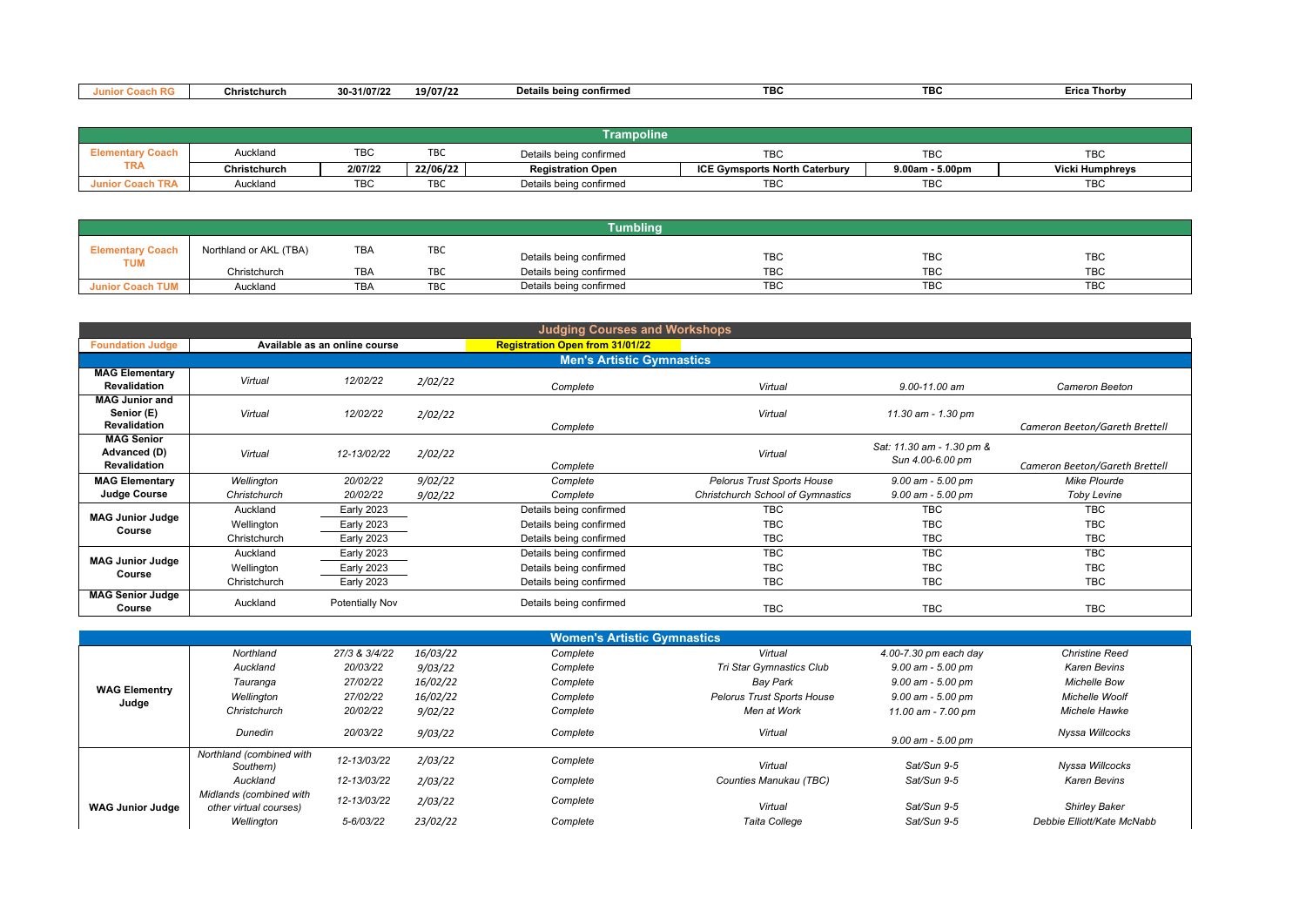| | | | | | | | |
|---|---|---|---|---|---|---|---|
| Junior Coach RG | Christchurch | 30-31/07/22 | 19/07/22 | Details being confirmed | TBC | TBC | Erica Thorby |

## Trampoline

| | | | | | | | |
|---|---|---|---|---|---|---|---|
| Elementary Coach TRA | Auckland | TBC | TBC | Details being confirmed | TBC | TBC | TBC |
| | Christchurch | 2/07/22 | 22/06/22 | Registration Open | ICE Gymsports North Caterbury | 9.00am - 5.00pm | Vicki Humphreys |
| Junior Coach TRA | Auckland | TBC | TBC | Details being confirmed | TBC | TBC | TBC |

## Tumbling

| | | | | | | | |
|---|---|---|---|---|---|---|---|
| Elementary Coach TUM | Northland or AKL (TBA) | TBA | TBC | Details being confirmed | TBC | TBC | TBC |
| | Christchurch | TBA | TBC | Details being confirmed | TBC | TBC | TBC |
| Junior Coach TUM | Auckland | TBA | TBC | Details being confirmed | TBC | TBC | TBC |

## Judging Courses and Workshops

| | | | | | | | |
|---|---|---|---|---|---|---|---|
| Foundation Judge | Available as an online course | | | Registration Open from 31/01/22 | | | |

### Men's Artistic Gymnastics

| | | | | | | | |
|---|---|---|---|---|---|---|---|
| MAG Elementary Revalidation | Virtual | 12/02/22 | 2/02/22 | Complete | Virtual | 9.00-11.00 am | Cameron Beeton |
| MAG Junior and Senior (E) Revalidation | Virtual | 12/02/22 | 2/02/22 | Complete | Virtual | 11.30 am - 1.30 pm | Cameron Beeton/Gareth Brettell |
| MAG Senior Advanced (D) Revalidation | Virtual | 12-13/02/22 | 2/02/22 | Complete | Virtual | Sat: 11.30 am - 1.30 pm & Sun 4.00-6.00 pm | Cameron Beeton/Gareth Brettell |
| MAG Elementary Judge Course | Wellington | 20/02/22 | 9/02/22 | Complete | Pelorus Trust Sports House | 9.00 am - 5.00 pm | Mike Plourde |
| | Christchurch | 20/02/22 | 9/02/22 | Complete | Christchurch School of Gymnastics | 9.00 am - 5.00 pm | Toby Levine |
| MAG Junior Judge Course | Auckland | Early 2023 | | Details being confirmed | TBC | TBC | TBC |
| | Wellington | Early 2023 | | Details being confirmed | TBC | TBC | TBC |
| | Christchurch | Early 2023 | | Details being confirmed | TBC | TBC | TBC |
| MAG Junior Judge Course | Auckland | Early 2023 | | Details being confirmed | TBC | TBC | TBC |
| | Wellington | Early 2023 | | Details being confirmed | TBC | TBC | TBC |
| | Christchurch | Early 2023 | | Details being confirmed | TBC | TBC | TBC |
| MAG Senior Judge Course | Auckland | Potentially Nov | | Details being confirmed | TBC | TBC | TBC |

### Women's Artistic Gymnastics

| | | | | | | | |
|---|---|---|---|---|---|---|---|
| WAG Elementry Judge | Northland | 27/3 & 3/4/22 | 16/03/22 | Complete | Virtual | 4.00-7.30 pm each day | Christine Reed |
| | Auckland | 20/03/22 | 9/03/22 | Complete | Tri Star Gymnastics Club | 9.00 am - 5.00 pm | Karen Bevins |
| | Tauranga | 27/02/22 | 16/02/22 | Complete | Bay Park | 9.00 am - 5.00 pm | Michelle Bow |
| | Wellington | 27/02/22 | 16/02/22 | Complete | Pelorus Trust Sports House | 9.00 am - 5.00 pm | Michelle Woolf |
| | Christchurch | 20/02/22 | 9/02/22 | Complete | Men at Work | 11.00 am - 7.00 pm | Michele Hawke |
| | Dunedin | 20/03/22 | 9/03/22 | Complete | Virtual | 9.00 am - 5.00 pm | Nyssa Willcocks |
| WAG Junior Judge | Northland (combined with Southern) | 12-13/03/22 | 2/03/22 | Complete | Virtual | Sat/Sun 9-5 | Nyssa Willcocks |
| | Auckland | 12-13/03/22 | 2/03/22 | Complete | Counties Manukau (TBC) | Sat/Sun 9-5 | Karen Bevins |
| | Midlands (combined with other virtual courses) | 12-13/03/22 | 2/03/22 | Complete | Virtual | Sat/Sun 9-5 | Shirley Baker |
| | Wellington | 5-6/03/22 | 23/02/22 | Complete | Taita College | Sat/Sun 9-5 | Debbie Elliott/Kate McNabb |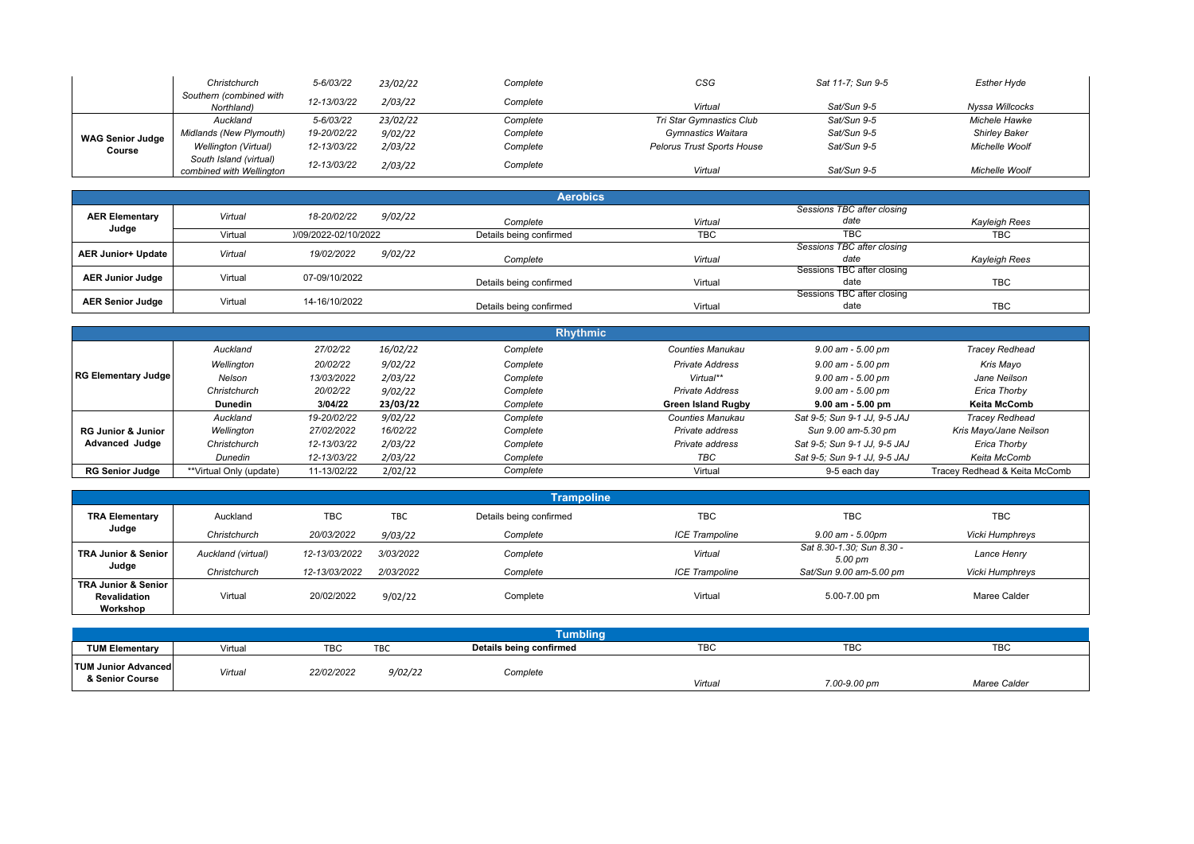| | | | | | | | |
|---|---|---|---|---|---|---|---|
| | *Christchurch* | *5-6/03/22* | *23/02/22* | *Complete* | *CSG* | *Sat 11-7; Sun 9-5* | *Esther Hyde* |
| | *Southern (combined with Northland)* | *12-13/03/22* | *2/03/22* | *Complete* | *Virtual* | *Sat/Sun 9-5* | *Nyssa Willcocks* |
| **WAG Senior Judge Course** | *Auckland* | *5-6/03/22* | *23/02/22* | *Complete* | *Tri Star Gymnastics Club* | *Sat/Sun 9-5* | *Michele Hawke* |
| | *Midlands (New Plymouth)* | *19-20/02/22* | *9/02/22* | *Complete* | *Gymnastics Waitara* | *Sat/Sun 9-5* | *Shirley Baker* |
| | *Wellington (Virtual)* | *12-13/03/22* | *2/03/22* | *Complete* | *Pelorus Trust Sports House* | *Sat/Sun 9-5* | *Michelle Woolf* |
| | *South Island (virtual) combined with Wellington* | *12-13/03/22* | *2/03/22* | *Complete* | *Virtual* | *Sat/Sun 9-5* | *Michelle Woolf* |

| **Aerobics** | | | | | | | |
|---|---|---|---|---|---|---|---|
| **AER Elementary Judge** | *Virtual* | *18-20/02/22* | *9/02/22* | *Complete* | *Virtual* | *Sessions TBC after closing date* | *Kayleigh Rees* |
| | Virtual | )/09/2022-02/10/2022 | | Details being confirmed | TBC | TBC | TBC |
| **AER Junior+ Update** | *Virtual* | *19/02/2022* | *9/02/22* | *Complete* | *Virtual* | *Sessions TBC after closing date* | *Kayleigh Rees* |
| **AER Junior Judge** | Virtual | 07-09/10/2022 | | Details being confirmed | Virtual | Sessions TBC after closing date | TBC |
| **AER Senior Judge** | Virtual | 14-16/10/2022 | | Details being confirmed | Virtual | Sessions TBC after closing date | TBC |

| **Rhythmic** | | | | | | | |
|---|---|---|---|---|---|---|---|
| **RG Elementary Judge** | *Auckland* | *27/02/22* | *16/02/22* | *Complete* | *Counties Manukau* | *9.00 am - 5.00 pm* | *Tracey Redhead* |
| | *Wellington* | *20/02/22* | *9/02/22* | *Complete* | *Private Address* | *9.00 am - 5.00 pm* | *Kris Mayo* |
| | *Nelson* | *13/03/2022* | *2/03/22* | *Complete* | *Virtual*** | *9.00 am - 5.00 pm* | *Jane Neilson* |
| | *Christchurch* | *20/02/22* | *9/02/22* | *Complete* | *Private Address* | *9.00 am - 5.00 pm* | *Erica Thorby* |
| | **Dunedin** | **3/04/22** | **23/03/22** | *Complete* | **Green Island Rugby** | **9.00 am - 5.00 pm** | **Keita McComb** |
| **RG Junior & Junior Advanced Judge** | *Auckland* | *19-20/02/22* | *9/02/22* | *Complete* | *Counties Manukau* | *Sat 9-5; Sun 9-1 JJ, 9-5 JAJ* | *Tracey Redhead* |
| | *Wellington* | *27/02/2022* | *16/02/22* | *Complete* | *Private address* | *Sun 9.00 am-5.30 pm* | *Kris Mayo/Jane Neilson* |
| | *Christchurch* | *12-13/03/22* | *2/03/22* | *Complete* | *Private address* | *Sat 9-5; Sun 9-1 JJ, 9-5 JAJ* | *Erica Thorby* |
| | *Dunedin* | *12-13/03/22* | *2/03/22* | *Complete* | *TBC* | *Sat 9-5; Sun 9-1 JJ, 9-5 JAJ* | *Keita McComb* |
| **RG Senior Judge** | **Virtual Only (update) | 11-13/02/22 | 2/02/22 | *Complete* | Virtual | 9-5 each day | Tracey Redhead & Keita McComb |

| **Trampoline** | | | | | | | |
|---|---|---|---|---|---|---|---|
| **TRA Elementary Judge** | Auckland | TBC | TBC | Details being confirmed | TBC | TBC | TBC |
| | *Christchurch* | *20/03/2022* | *9/03/22* | *Complete* | *ICE Trampoline* | *9.00 am - 5.00pm* | *Vicki Humphreys* |
| **TRA Junior & Senior Judge** | *Auckland (virtual)* | *12-13/03/2022* | *3/03/2022* | *Complete* | *Virtual* | *Sat 8.30-1.30; Sun 8.30 - 5.00 pm* | *Lance Henry* |
| | *Christchurch* | *12-13/03/2022* | *2/03/2022* | *Complete* | *ICE Trampoline* | *Sat/Sun 9.00 am-5.00 pm* | *Vicki Humphreys* |
| **TRA Junior & Senior Revalidation Workshop** | Virtual | 20/02/2022 | 9/02/22 | Complete | Virtual | 5.00-7.00 pm | Maree Calder |

| **Tumbling** | | | | | | | |
|---|---|---|---|---|---|---|---|
| **TUM Elementary** | Virtual | TBC | TBC | **Details being confirmed** | TBC | TBC | TBC |
| **TUM Junior Advanced & Senior Course** | *Virtual* | *22/02/2022* | *9/02/22* | *Complete* | *Virtual* | *7.00-9.00 pm* | *Maree Calder* |